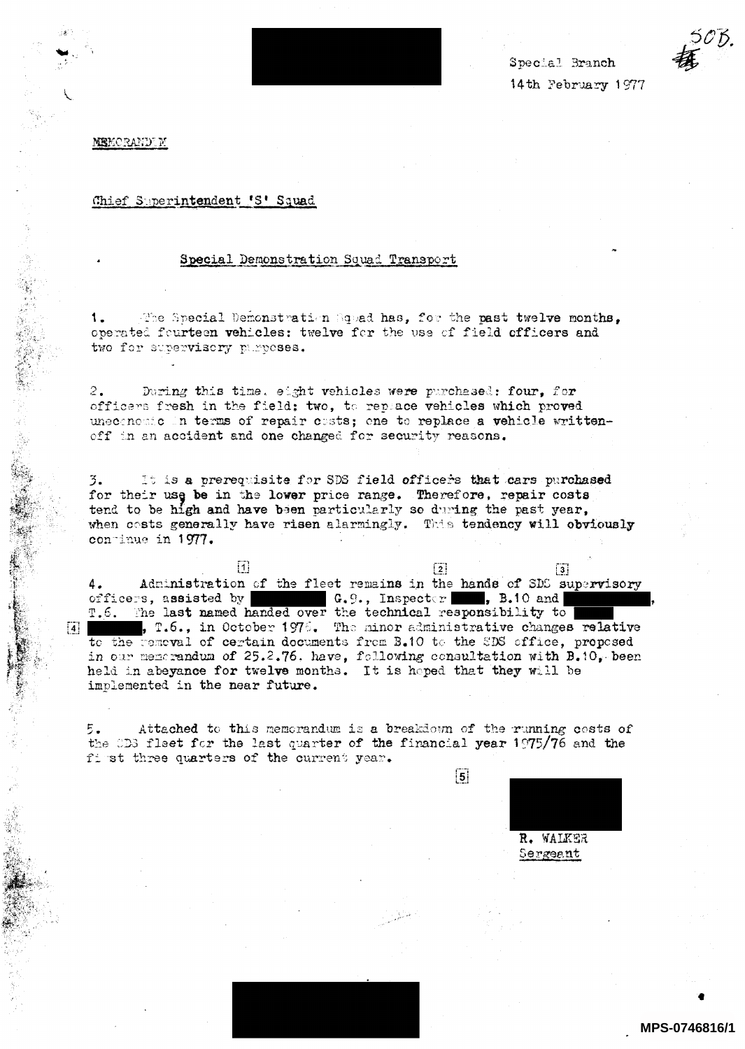Special Branch

14th February 1977

MEMORANDUM

Chief Superintendent 'S' Squad

Special Demonstration Squad Transport

1. The Special Demonstration Squad has, for the past twelve months, operated fourteen vehicles: twelve for the use of field officers and two for supervisory purposes.

2. During this time, eight vehicles were purchased: four, for officers fresh in the field; two, to replace vehicles which proved uneconomic in terms of repair costs; one to replace a vehicle written-off in an accident and one changed for security reasons.

3. It is a prerequisite for SDS field officers that cars purchased for their use be in the lower price range. Therefore, repair costs tend to be high and have been particularly so during the past year, when costs generally have risen alarmingly. This tendency will obviously continue in 1977.

4. Administration of the fleet remains in the hands of SDS supervisory officers, assisted by [1] G.9., Inspector [2], B.10 and [3], T.6. The last named handed over the technical responsibility to [4], T.6., in October 1976. The minor administrative changes relative to the removal of certain documents from B.10 to the SDS office, proposed in our memorandum of 25.2.76. have, following consultation with B.10, been held in abeyance for twelve months. It is hoped that they will be implemented in the near future.

5. Attached to this memorandum is a breakdown of the running costs of the SDS fleet for the last quarter of the financial year 1975/76 and the first three quarters of the current year.

[5]

R. WALKER
Sergeant

MPS-0746816/1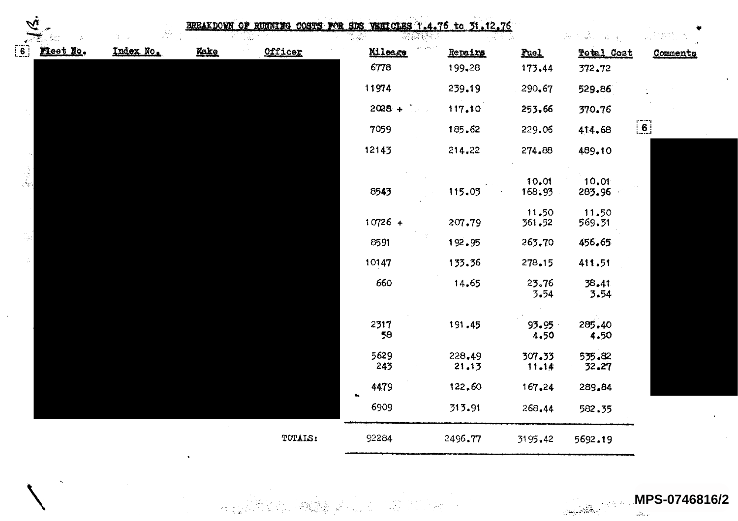## BREAKDOWN OF RUNNING COSTS FOR SDS VEHICLES 1.4.76 to 31.12.76

| Fleet No. | Index No. | Make | Officer | Mileage | Repairs | Fuel | Total Cost | Comments |
|---|---|---|---|---|---|---|---|---|
| | | | | 6778 | 199.28 | 173.44 | 372.72 | |
| | | | | 11974 | 239.19 | 290.67 | 529.86 | |
| | | | | 2028 + | 117.10 | 253.66 | 370.76 | |
| | | | | 7059 | 185.62 | 229.06 | 414.68 | |
| | | | | 12143 | 214.22 | 274.88 | 489.10 | |
| | | | | | | 10.01 | 10.01 | |
| | | | | 8543 | 115.03 | 168.93 | 283.96 | |
| | | | | | | 11.50 | 11.50 | |
| | | | | 10726 + | 207.79 | 361.52 | 569.31 | |
| | | | | 8591 | 192.95 | 263.70 | 456.65 | |
| | | | | 10147 | 133.36 | 278.15 | 411.51 | |
| | | | | 660 | 14.65 | 23.76 | 38.41 | |
| | | | | | | 3.54 | 3.54 | |
| | | | | 2317 | 191.45 | 93.95 | 285.40 | |
| | | | | 58 | | 4.50 | 4.50 | |
| | | | | 5629 | 228.49 | 307.33 | 535.82 | |
| | | | | 243 | 21.13 | 11.14 | 32.27 | |
| | | | | 4479 | 122.60 | 167.24 | 289.84 | |
| | | | | 6909 | 313.91 | 268.44 | 582.35 | |
| | | | TOTALS: | 92284 | 2496.77 | 3195.42 | 5692.19 | |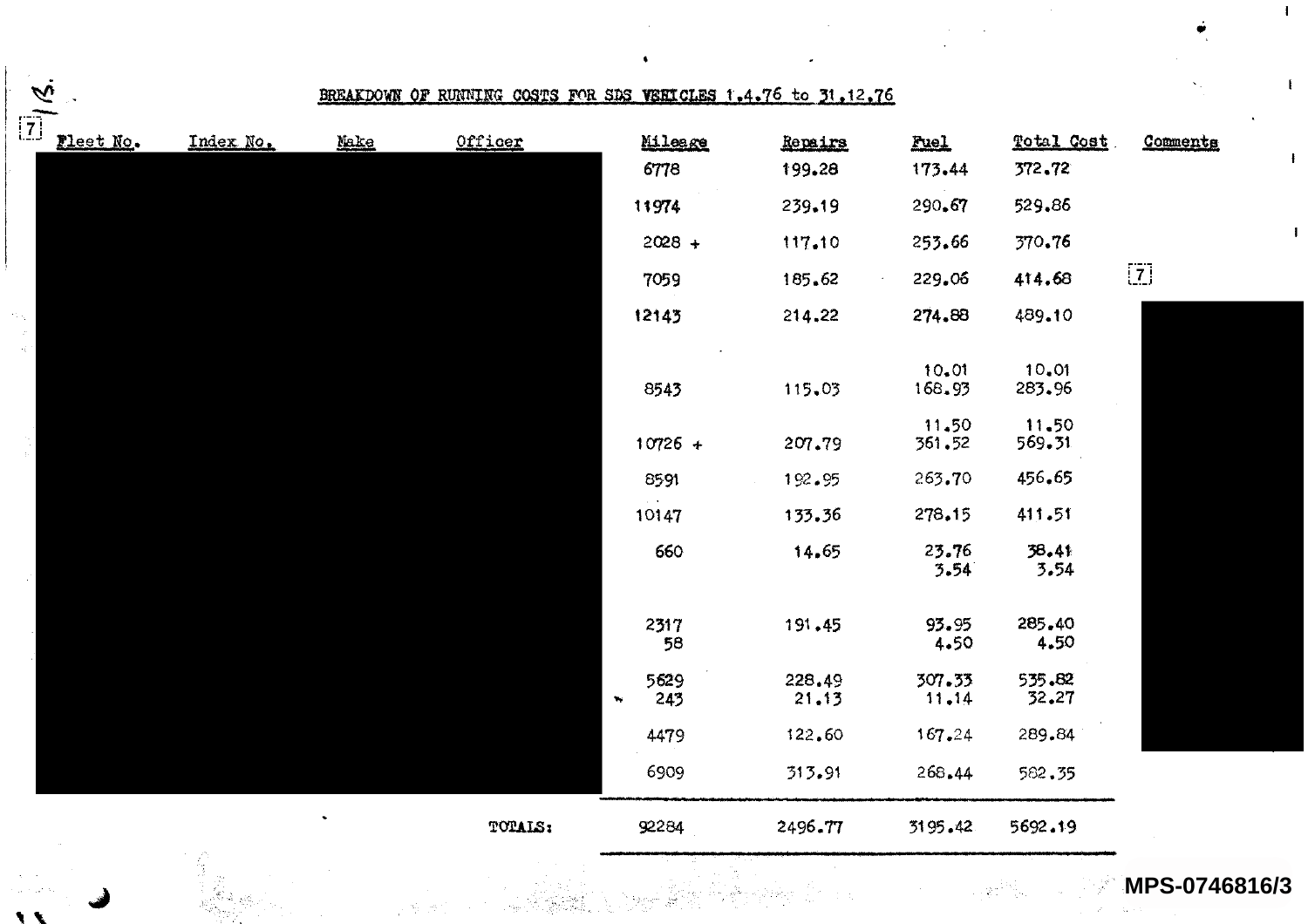## BREAKDOWN OF RUNNING COSTS FOR SDS VEHICLES 1.4.76 to 31.12.76

[7]

| Fleet No. | Index No. | Make | Officer | Mileage | Repairs | Fuel | Total Cost | Comments |
|---|---|---|---|---|---|---|---|---|
| | | | | 6778 | 199.28 | 173.44 | 372.72 | |
| | | | | 11974 | 239.19 | 290.67 | 529.86 | |
| | | | | 2028 + | 117.10 | 253.66 | 370.76 | |
| | | | | 7059 | 185.62 | 229.06 | 414.68 | [7] |
| | | | | 12143 | 214.22 | 274.88 | 489.10 | |
| | | | | | | 10.01 | 10.01 | |
| | | | | 8543 | 115.03 | 168.93 | 283.96 | |
| | | | | | | 11.50 | 11.50 | |
| | | | | 10726 + | 207.79 | 361.52 | 569.31 | |
| | | | | 8591 | 192.95 | 263.70 | 456.65 | |
| | | | | 10147 | 133.36 | 278.15 | 411.51 | |
| | | | | 660 | 14.65 | 23.76 | 38.41 | |
| | | | | | | 3.54 | 3.54 | |
| | | | | 2317 | 191.45 | 93.95 | 285.40 | |
| | | | | 58 | | 4.50 | 4.50 | |
| | | | | 5629 | 228.49 | 307.33 | 535.82 | |
| | | | | 243 | 21.13 | 11.14 | 32.27 | |
| | | | | 4479 | 122.60 | 167.24 | 289.84 | |
| | | | | 6909 | 313.91 | 268.44 | 582.35 | |
| | | | TOTALS: | 92284 | 2496.77 | 3195.42 | 5692.19 | |

MPS-0746816/3